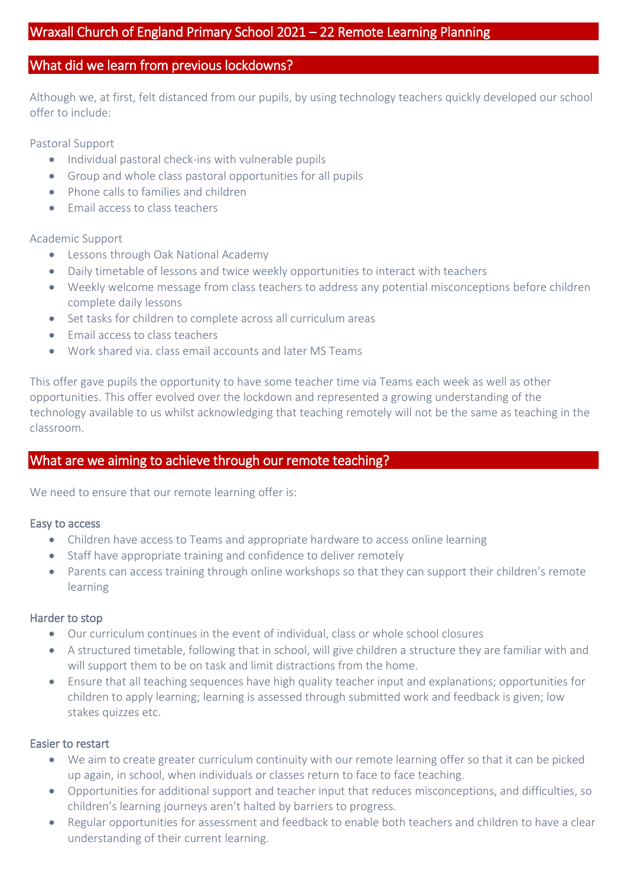# Wraxall Church of England Primary School 2021 – 22 Remote Learning Planning

## What did we learn from previous lockdowns?

Although we, at first, felt distanced from our pupils, by using technology teachers quickly developed our school offer to include:

Pastoral Support

- Individual pastoral check-ins with vulnerable pupils
- Group and whole class pastoral opportunities for all pupils
- Phone calls to families and children
- Email access to class teachers

Academic Support

- Lessons through Oak National Academy
- Daily timetable of lessons and twice weekly opportunities to interact with teachers
- Weekly welcome message from class teachers to address any potential misconceptions before children complete daily lessons
- Set tasks for children to complete across all curriculum areas
- Email access to class teachers
- Work shared via. class email accounts and later MS Teams

This offer gave pupils the opportunity to have some teacher time via Teams each week as well as other opportunities. This offer evolved over the lockdown and represented a growing understanding of the technology available to us whilst acknowledging that teaching remotely will not be the same as teaching in the classroom.

## What are we aiming to achieve through our remote teaching?

We need to ensure that our remote learning offer is:

### Easy to access

- Children have access to Teams and appropriate hardware to access online learning
- Staff have appropriate training and confidence to deliver remotely
- Parents can access training through online workshops so that they can support their children's remote learning

### Harder to stop

- Our curriculum continues in the event of individual, class or whole school closures
- A structured timetable, following that in school, will give children a structure they are familiar with and will support them to be on task and limit distractions from the home.
- Ensure that all teaching sequences have high quality teacher input and explanations; opportunities for children to apply learning; learning is assessed through submitted work and feedback is given; low stakes quizzes etc.

### Easier to restart

- We aim to create greater curriculum continuity with our remote learning offer so that it can be picked up again, in school, when individuals or classes return to face to face teaching.
- Opportunities for additional support and teacher input that reduces misconceptions, and difficulties, so children's learning journeys aren't halted by barriers to progress.
- Regular opportunities for assessment and feedback to enable both teachers and children to have a clear understanding of their current learning.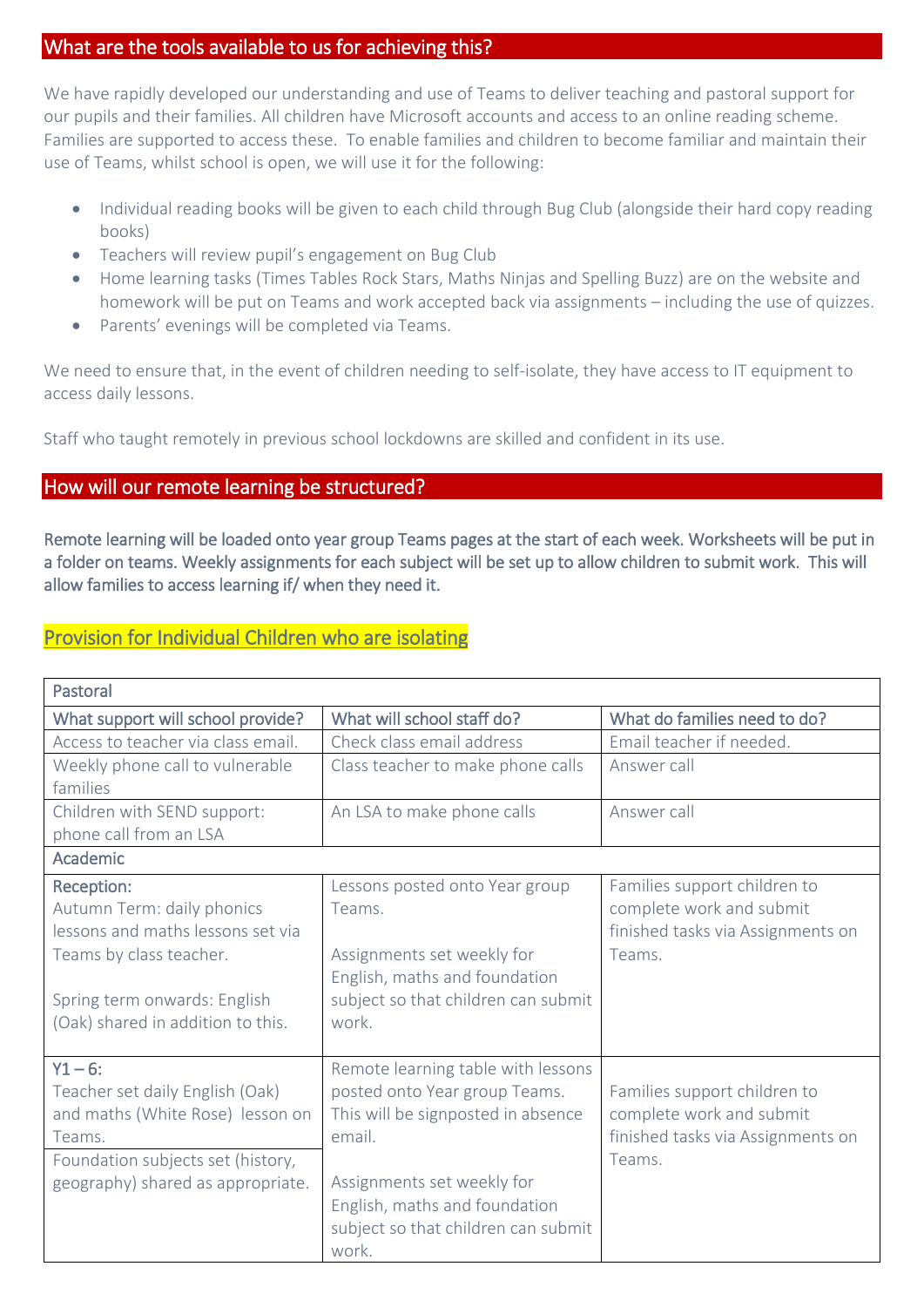## What are the tools available to us for achieving this?

We have rapidly developed our understanding and use of Teams to deliver teaching and pastoral support for our pupils and their families. All children have Microsoft accounts and access to an online reading scheme. Families are supported to access these. To enable families and children to become familiar and maintain their use of Teams, whilst school is open, we will use it for the following:

- Individual reading books will be given to each child through Bug Club (alongside their hard copy reading books)
- Teachers will review pupil's engagement on Bug Club
- Home learning tasks (Times Tables Rock Stars, Maths Ninjas and Spelling Buzz) are on the website and homework will be put on Teams and work accepted back via assignments – including the use of quizzes.
- Parents' evenings will be completed via Teams.

We need to ensure that, in the event of children needing to self-isolate, they have access to IT equipment to access daily lessons.

Staff who taught remotely in previous school lockdowns are skilled and confident in its use.

## How will our remote learning be structured?

**Remote learning will be loaded onto year group Teams pages at the start of each week. Worksheets will be put in a folder on teams. Weekly assignments for each subject will be set up to allow children to submit work. This will allow families to access learning if/ when they need it.**

### Provision for Individual Children who are isolating

| Pastoral | | |
|---|---|---|
| What support will school provide? | What will school staff do? | What do families need to do? |
| Access to teacher via class email. | Check class email address | Email teacher if needed. |
| Weekly phone call to vulnerable families | Class teacher to make phone calls | Answer call |
| Children with SEND support: phone call from an LSA | An LSA to make phone calls | Answer call |
| **Academic** | | |
| Reception:<br>Autumn Term: daily phonics lessons and maths lessons set via Teams by class teacher.<br><br>Spring term onwards: English (Oak) shared in addition to this. | Lessons posted onto Year group Teams.<br><br>Assignments set weekly for English, maths and foundation subject so that children can submit work. | Families support children to complete work and submit finished tasks via Assignments on Teams. |
| Y1 – 6:<br>Teacher set daily English (Oak) and maths (White Rose) lesson on Teams.<br><br>Foundation subjects set (history, geography) shared as appropriate. | Remote learning table with lessons posted onto Year group Teams. This will be signposted in absence email.<br><br>Assignments set weekly for English, maths and foundation subject so that children can submit work. | Families support children to complete work and submit finished tasks via Assignments on Teams. |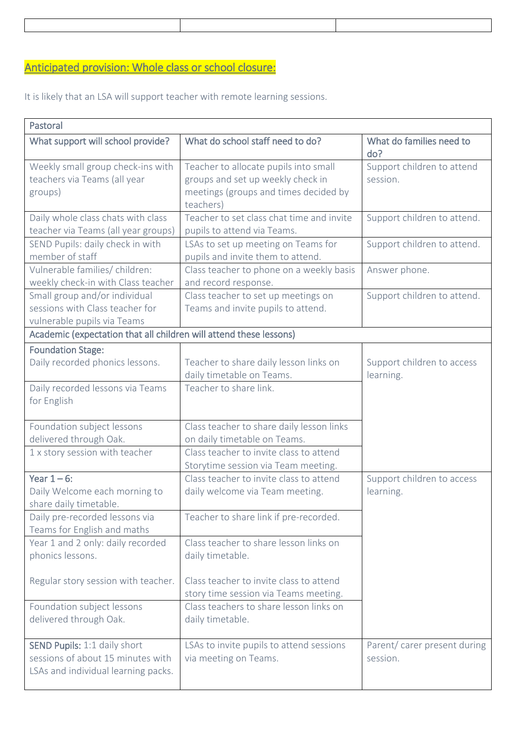| | | |
|---|---|---|
| | | |

## Anticipated provision: Whole class or school closure:

It is likely that an LSA will support teacher with remote learning sessions.

| Pastoral | | |
|---|---|---|
| What support will school provide? | What do school staff need to do? | What do families need to do? |
| Weekly small group check-ins with teachers via Teams (all year groups) | Teacher to allocate pupils into small groups and set up weekly check in meetings (groups and times decided by teachers) | Support children to attend session. |
| Daily whole class chats with class teacher via Teams (all year groups) | Teacher to set class chat time and invite pupils to attend via Teams. | Support children to attend. |
| SEND Pupils: daily check in with member of staff | LSAs to set up meeting on Teams for pupils and invite them to attend. | Support children to attend. |
| Vulnerable families/ children: weekly check-in with Class teacher | Class teacher to phone on a weekly basis and record response. | Answer phone. |
| Small group and/or individual sessions with Class teacher for vulnerable pupils via Teams | Class teacher to set up meetings on Teams and invite pupils to attend. | Support children to attend. |
| Academic (expectation that all children will attend these lessons) | | |
| Foundation Stage:<br>Daily recorded phonics lessons. | Teacher to share daily lesson links on daily timetable on Teams. | Support children to access learning. |
| Daily recorded lessons via Teams for English | Teacher to share link. | |
| Foundation subject lessons delivered through Oak. | Class teacher to share daily lesson links on daily timetable on Teams. | |
| 1 x story session with teacher | Class teacher to invite class to attend Storytime session via Team meeting. | |
| Year 1 – 6:<br>Daily Welcome each morning to share daily timetable. | Class teacher to invite class to attend daily welcome via Team meeting. | Support children to access learning. |
| Daily pre-recorded lessons via Teams for English and maths | Teacher to share link if pre-recorded. | |
| Year 1 and 2 only: daily recorded phonics lessons.<br><br>Regular story session with teacher. | Class teacher to share lesson links on daily timetable.<br><br>Class teacher to invite class to attend story time session via Teams meeting. | |
| Foundation subject lessons delivered through Oak. | Class teachers to share lesson links on daily timetable. | |
| SEND Pupils: 1:1 daily short sessions of about 15 minutes with LSAs and individual learning packs. | LSAs to invite pupils to attend sessions via meeting on Teams. | Parent/ carer present during session. |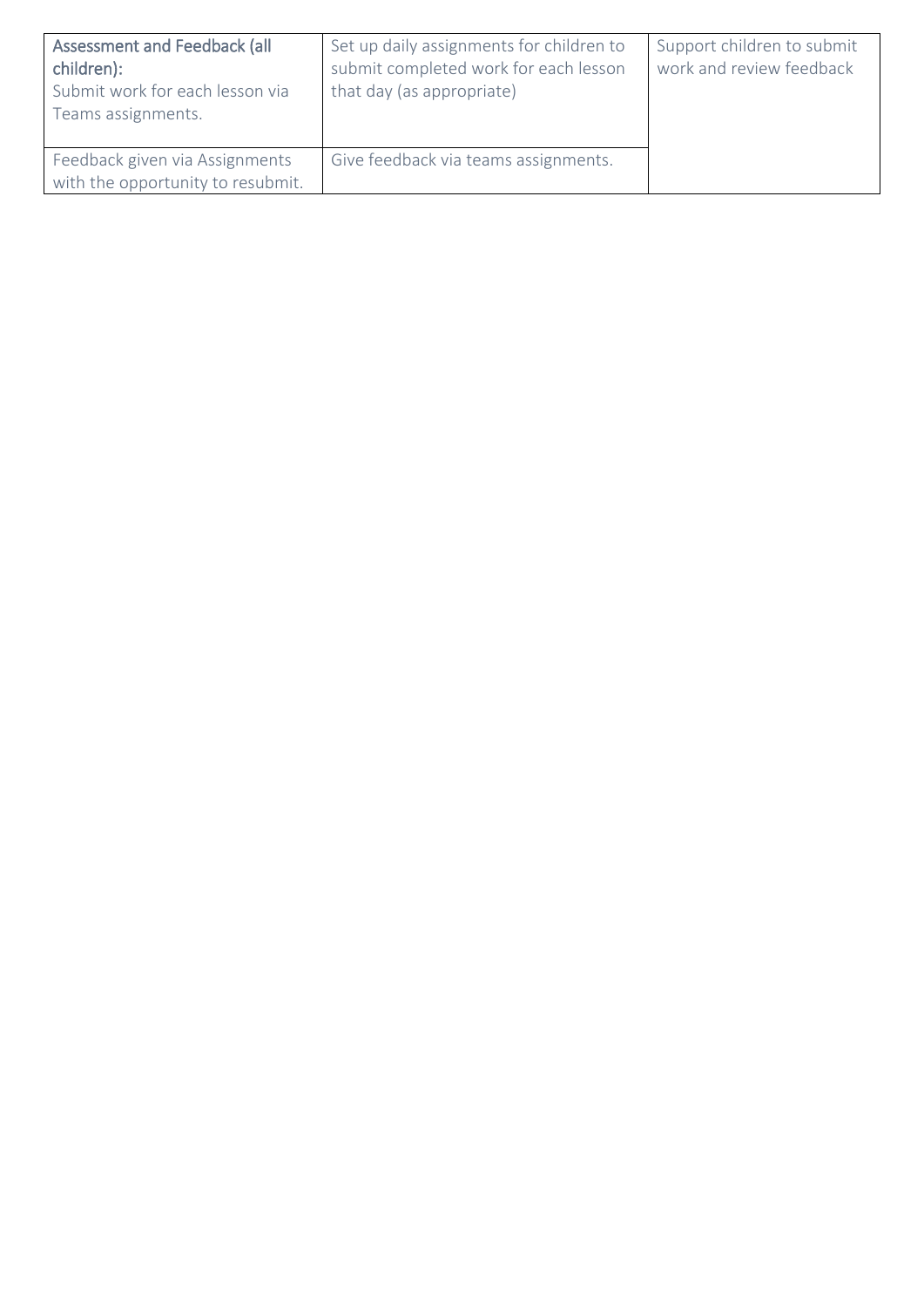| | | |
|---|---|---|
| **Assessment and Feedback (all children):** Submit work for each lesson via Teams assignments. | Set up daily assignments for children to submit completed work for each lesson that day (as appropriate) | Support children to submit work and review feedback |
| Feedback given via Assignments with the opportunity to resubmit. | Give feedback via teams assignments. | |